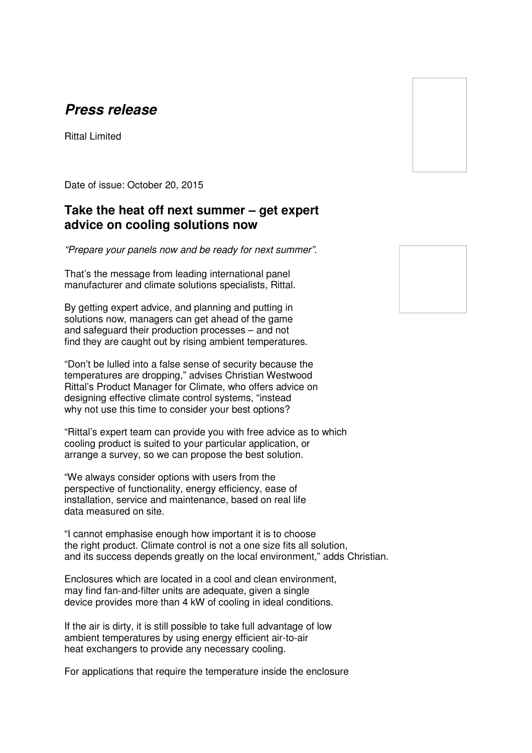# *Press release*

Rittal Limited

Date of issue: October 20, 2015

## Take the heat off next summer – get expert advice on cooling solutions now

*"Prepare your panels now and be ready for next summer".*

That's the message from leading international panel manufacturer and climate solutions specialists, Rittal.

By getting expert advice, and planning and putting in solutions now, managers can get ahead of the game and safeguard their production processes – and not find they are caught out by rising ambient temperatures.

"Don't be lulled into a false sense of security because the temperatures are dropping," advises Christian Westwood Rittal's Product Manager for Climate, who offers advice on designing effective climate control systems, "instead why not use this time to consider your best options?

"Rittal's expert team can provide you with free advice as to which cooling product is suited to your particular application, or arrange a survey, so we can propose the best solution.

"We always consider options with users from the perspective of functionality, energy efficiency, ease of installation, service and maintenance, based on real life data measured on site.

"I cannot emphasise enough how important it is to choose the right product. Climate control is not a one size fits all solution, and its success depends greatly on the local environment," adds Christian.

Enclosures which are located in a cool and clean environment, may find fan-and-filter units are adequate, given a single device provides more than 4 kW of cooling in ideal conditions.

If the air is dirty, it is still possible to take full advantage of low ambient temperatures by using energy efficient air-to-air heat exchangers to provide any necessary cooling.

For applications that require the temperature inside the enclosure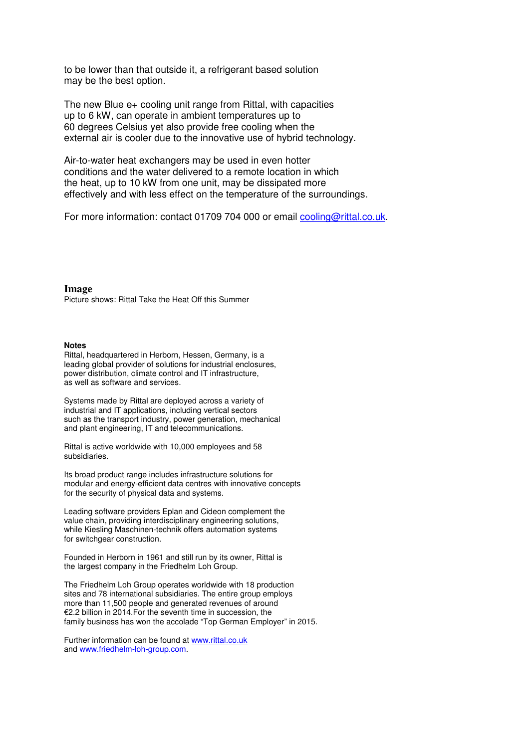to be lower than that outside it, a refrigerant based solution may be the best option.

The new Blue e+ cooling unit range from Rittal, with capacities up to 6 kW, can operate in ambient temperatures up to 60 degrees Celsius yet also provide free cooling when the external air is cooler due to the innovative use of hybrid technology.

Air-to-water heat exchangers may be used in even hotter conditions and the water delivered to a remote location in which the heat, up to 10 kW from one unit, may be dissipated more effectively and with less effect on the temperature of the surroundings.

For more information: contact 01709 704 000 or email cooling@rittal.co.uk.

**Image**

Picture shows: Rittal Take the Heat Off this Summer

**Notes**

Rittal, headquartered in Herborn, Hessen, Germany, is a leading global provider of solutions for industrial enclosures, power distribution, climate control and IT infrastructure, as well as software and services.

Systems made by Rittal are deployed across a variety of industrial and IT applications, including vertical sectors such as the transport industry, power generation, mechanical and plant engineering, IT and telecommunications.

Rittal is active worldwide with 10,000 employees and 58 subsidiaries.

Its broad product range includes infrastructure solutions for modular and energy-efficient data centres with innovative concepts for the security of physical data and systems.

Leading software providers Eplan and Cideon complement the value chain, providing interdisciplinary engineering solutions, while Kiesling Maschinen-technik offers automation systems for switchgear construction.

Founded in Herborn in 1961 and still run by its owner, Rittal is the largest company in the Friedhelm Loh Group.

The Friedhelm Loh Group operates worldwide with 18 production sites and 78 international subsidiaries. The entire group employs more than 11,500 people and generated revenues of around €2.2 billion in 2014.For the seventh time in succession, the family business has won the accolade "Top German Employer" in 2015.

Further information can be found at www.rittal.co.uk and www.friedhelm-loh-group.com.